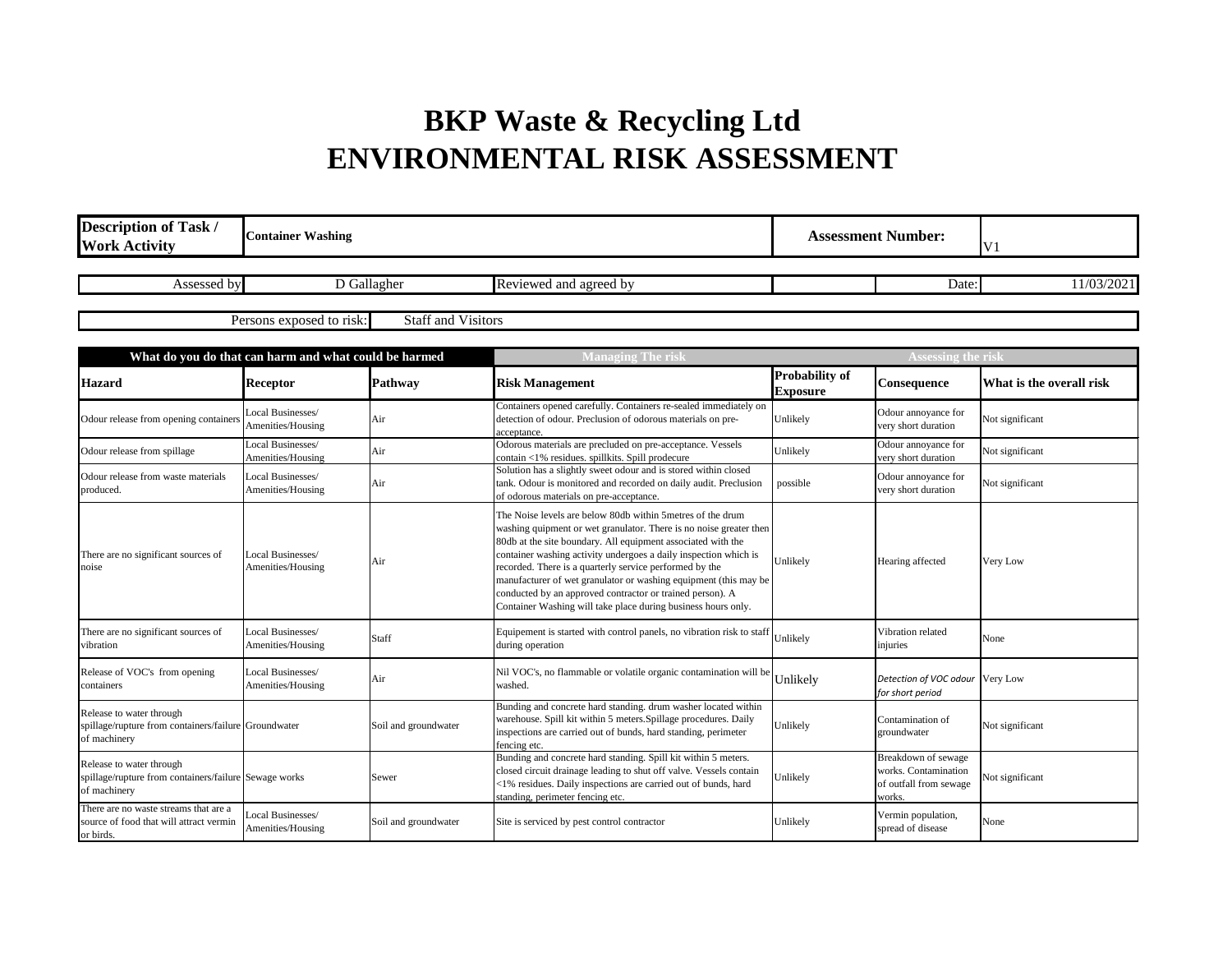# BKP Waste & Recycling Ltd
# ENVIRONMENTAL RISK ASSESSMENT

| | | | |
|---|---|---|---|
| **Description of Task / Work Activity** | **Container Washing** | **Assessment Number:** | V1 |

| | | | | | |
|---|---|---|---|---|---|
| Assessed by | D Gallagher | Reviewed and agreed by | | Date: | 11/03/2021 |

| | |
|---|---|
| Persons exposed to risk: | Staff and Visitors |

| What do you do that can harm and what could be harmed | | | Managing The risk | Assessing the risk | | |
|---|---|---|---|---|---|---|
| **Hazard** | **Receptor** | **Pathway** | **Risk Management** | **Probability of Exposure** | **Consequence** | **What is the overall risk** |
| Odour release from opening containers | Local Businesses/ Amenities/Housing | Air | Containers opened carefully. Containers re-sealed immediately on detection of odour. Preclusion of odorous materials on pre-acceptance. | Unlikely | Odour annoyance for very short duration | Not significant |
| Odour release from spillage | Local Businesses/ Amenities/Housing | Air | Odorous materials are precluded on pre-acceptance. Vessels contain <1% residues. spillkits. Spill prodecure | Unlikely | Odour annoyance for very short duration | Not significant |
| Odour release from waste materials produced. | Local Businesses/ Amenities/Housing | Air | Solution has a slightly sweet odour and is stored within closed tank. Odour is monitored and recorded on daily audit. Preclusion of odorous materials on pre-acceptance. | possible | Odour annoyance for very short duration | Not significant |
| There are no significant sources of noise | Local Businesses/ Amenities/Housing | Air | The Noise levels are below 80db within 5metres of the drum washing quipment or wet granulator. There is no noise greater then 80db at the site boundary. All equipment associated with the container washing activity undergoes a daily inspection which is recorded. There is a quarterly service performed by the manufacturer of wet granulator or washing equipment (this may be conducted by an approved contractor or trained person). A Container Washing will take place during business hours only. | Unlikely | Hearing affected | Very Low |
| There are no significant sources of vibration | Local Businesses/ Amenities/Housing | Staff | Equipement is started with control panels, no vibration risk to staff during operation | Unlikely | Vibration related injuries | None |
| Release of VOC's from opening containers | Local Businesses/ Amenities/Housing | Air | Nil VOC's, no flammable or volatile organic contamination will be washed. | Unlikely | *Detection of VOC odour for short period* | Very Low |
| Release to water through spillage/rupture from containers/failure of machinery | Groundwater | Soil and groundwater | Bunding and concrete hard standing. drum washer located within warehouse. Spill kit within 5 meters.Spillage procedures. Daily inspections are carried out of bunds, hard standing, perimeter fencing etc. | Unlikely | Contamination of groundwater | Not significant |
| Release to water through spillage/rupture from containers/failure of machinery | Sewage works | Sewer | Bunding and concrete hard standing. Spill kit within 5 meters. closed circuit drainage leading to shut off valve. Vessels contain <1% residues. Daily inspections are carried out of bunds, hard standing, perimeter fencing etc. | Unlikely | Breakdown of sewage works. Contamination of outfall from sewage works. | Not significant |
| There are no waste streams that are a source of food that will attract vermin or birds. | Local Businesses/ Amenities/Housing | Soil and groundwater | Site is serviced by pest control contractor | Unlikely | Vermin population, spread of disease | None |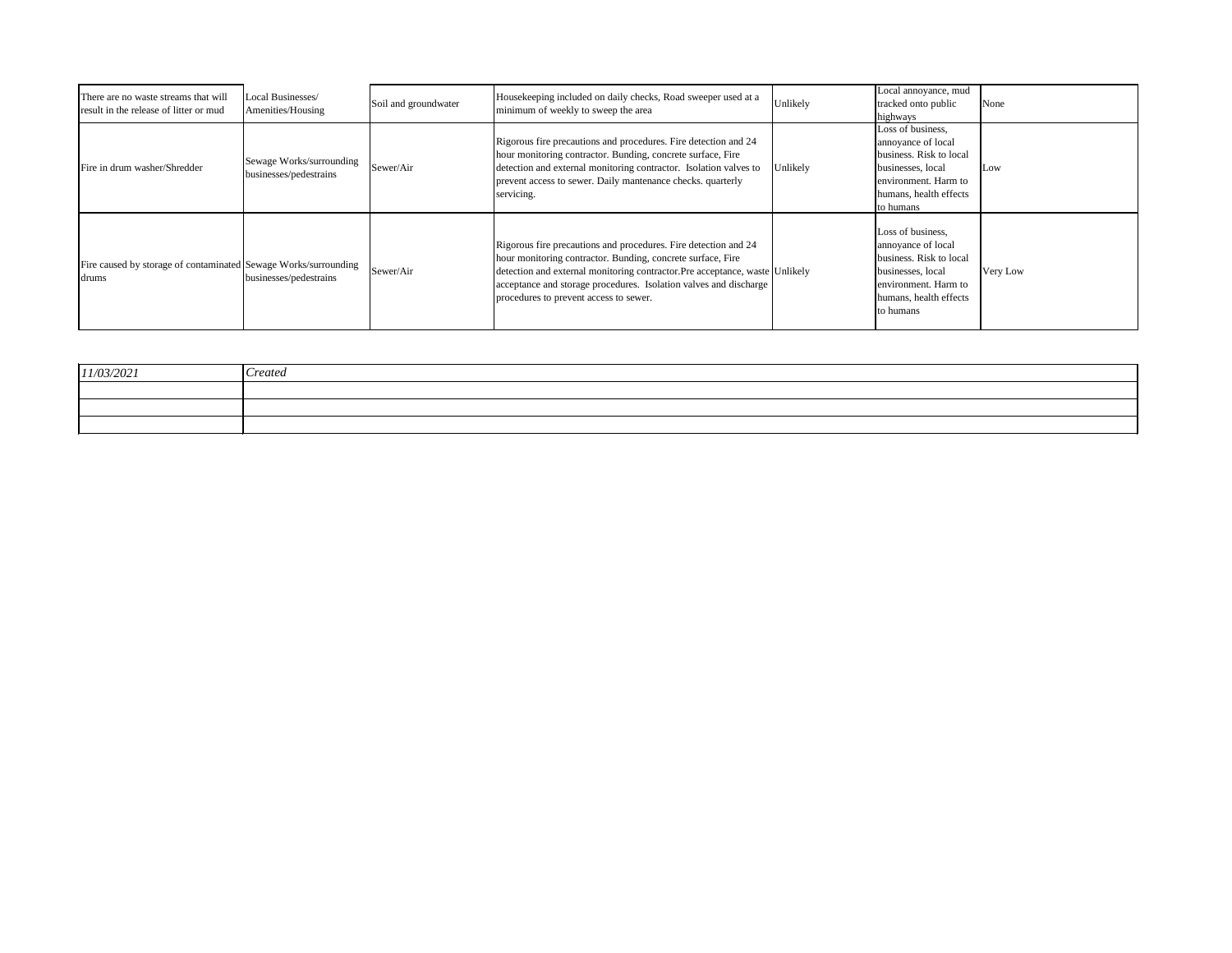| | | | | | | |
|---|---|---|---|---|---|---|
| There are no waste streams that will result in the release of litter or mud | Local Businesses/ Amenities/Housing | Soil and groundwater | Housekeeping included on daily checks, Road sweeper used at a minimum of weekly to sweep the area | Unlikely | Local annoyance, mud tracked onto public highways | None |
| Fire in drum washer/Shredder | Sewage Works/surrounding businesses/pedestrains | Sewer/Air | Rigorous fire precautions and procedures. Fire detection and 24 hour monitoring contractor. Bunding, concrete surface, Fire detection and external monitoring contractor. Isolation valves to prevent access to sewer. Daily mantenance checks. quarterly servicing. | Unlikely | Loss of business, annoyance of local business. Risk to local businesses, local environment. Harm to humans, health effects to humans | Low |
| Fire caused by storage of contaminated drums | Sewage Works/surrounding businesses/pedestrains | Sewer/Air | Rigorous fire precautions and procedures. Fire detection and 24 hour monitoring contractor. Bunding, concrete surface, Fire detection and external monitoring contractor.Pre acceptance, waste acceptance and storage procedures. Isolation valves and discharge procedures to prevent access to sewer. | Unlikely | Loss of business, annoyance of local business. Risk to local businesses, local environment. Harm to humans, health effects to humans | Very Low |

| | |
|---|---|
| *11/03/2021* | *Created* |
| | |
| | |
| | |